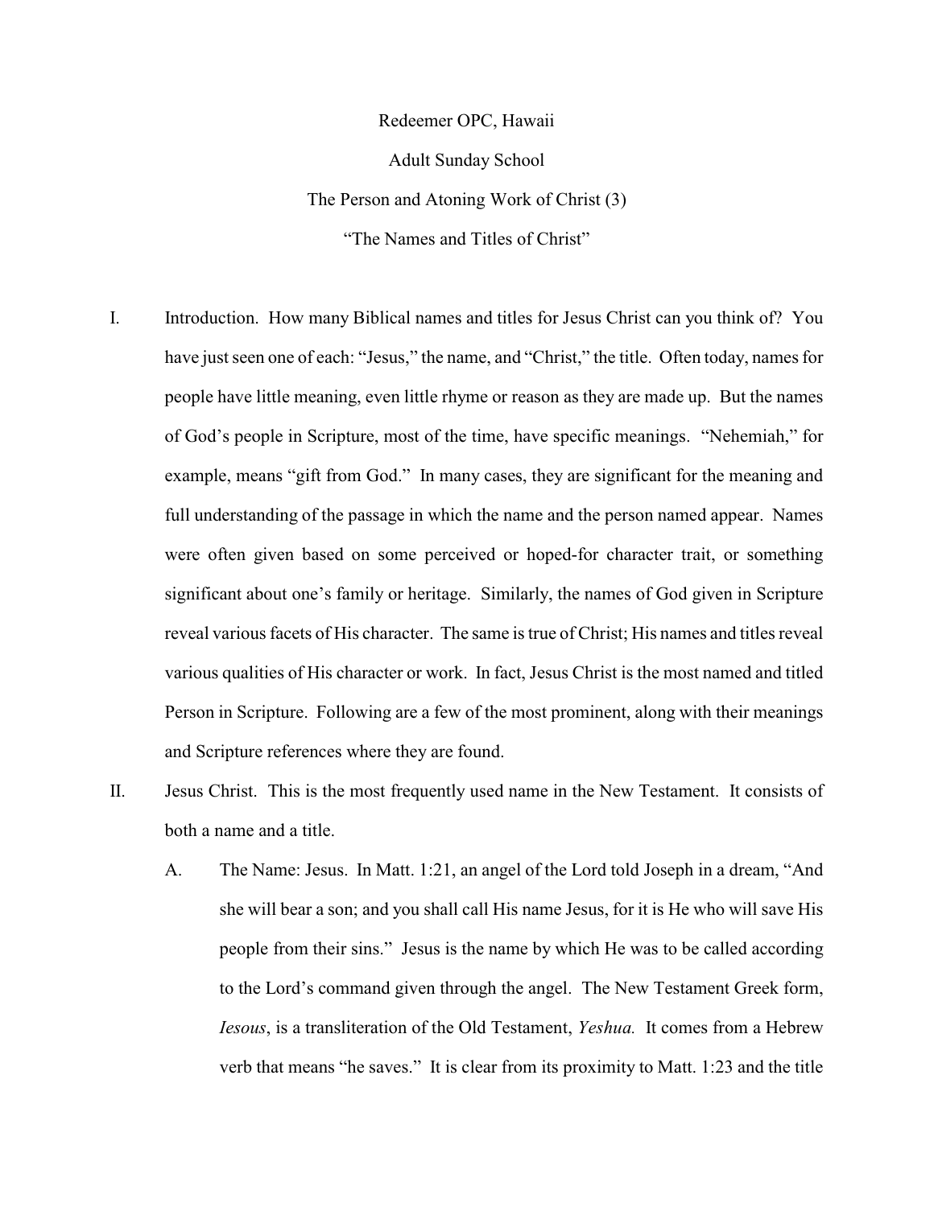Redeemer OPC, Hawaii

Adult Sunday School

The Person and Atoning Work of Christ (3)

"The Names and Titles of Christ"

I. Introduction. How many Biblical names and titles for Jesus Christ can you think of? You have just seen one of each: "Jesus," the name, and "Christ," the title. Often today, names for people have little meaning, even little rhyme or reason as they are made up. But the names of God's people in Scripture, most of the time, have specific meanings. "Nehemiah," for example, means "gift from God." In many cases, they are significant for the meaning and full understanding of the passage in which the name and the person named appear. Names were often given based on some perceived or hoped-for character trait, or something significant about one's family or heritage. Similarly, the names of God given in Scripture reveal various facets of His character. The same is true of Christ; His names and titles reveal various qualities of His character or work. In fact, Jesus Christ is the most named and titled Person in Scripture. Following are a few of the most prominent, along with their meanings and Scripture references where they are found.

II. Jesus Christ. This is the most frequently used name in the New Testament. It consists of both a name and a title.

   A. The Name: Jesus. In Matt. 1:21, an angel of the Lord told Joseph in a dream, "And she will bear a son; and you shall call His name Jesus, for it is He who will save His people from their sins." Jesus is the name by which He was to be called according to the Lord's command given through the angel. The New Testament Greek form, *Iesous*, is a transliteration of the Old Testament, *Yeshua.* It comes from a Hebrew verb that means "he saves." It is clear from its proximity to Matt. 1:23 and the title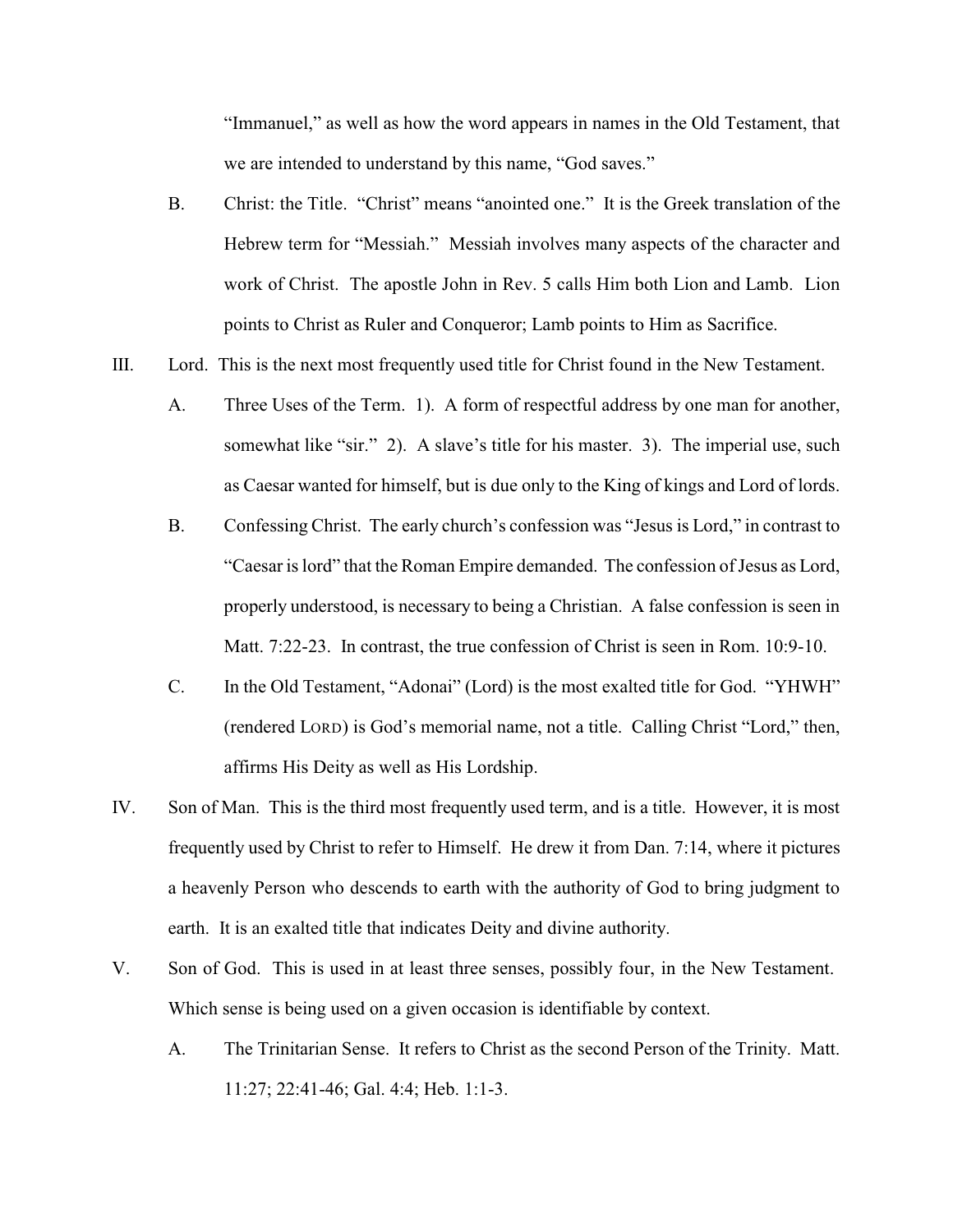"Immanuel," as well as how the word appears in names in the Old Testament, that we are intended to understand by this name, "God saves."

B. Christ: the Title. "Christ" means "anointed one." It is the Greek translation of the Hebrew term for "Messiah." Messiah involves many aspects of the character and work of Christ. The apostle John in Rev. 5 calls Him both Lion and Lamb. Lion points to Christ as Ruler and Conqueror; Lamb points to Him as Sacrifice.

III. Lord. This is the next most frequently used title for Christ found in the New Testament.

A. Three Uses of the Term. 1). A form of respectful address by one man for another, somewhat like "sir." 2). A slave's title for his master. 3). The imperial use, such as Caesar wanted for himself, but is due only to the King of kings and Lord of lords.

B. Confessing Christ. The early church's confession was "Jesus is Lord," in contrast to "Caesar is lord" that the Roman Empire demanded. The confession of Jesus as Lord, properly understood, is necessary to being a Christian. A false confession is seen in Matt. 7:22-23. In contrast, the true confession of Christ is seen in Rom. 10:9-10.

C. In the Old Testament, "Adonai" (Lord) is the most exalted title for God. "YHWH" (rendered LORD) is God's memorial name, not a title. Calling Christ "Lord," then, affirms His Deity as well as His Lordship.

IV. Son of Man. This is the third most frequently used term, and is a title. However, it is most frequently used by Christ to refer to Himself. He drew it from Dan. 7:14, where it pictures a heavenly Person who descends to earth with the authority of God to bring judgment to earth. It is an exalted title that indicates Deity and divine authority.

V. Son of God. This is used in at least three senses, possibly four, in the New Testament. Which sense is being used on a given occasion is identifiable by context.

A. The Trinitarian Sense. It refers to Christ as the second Person of the Trinity. Matt. 11:27; 22:41-46; Gal. 4:4; Heb. 1:1-3.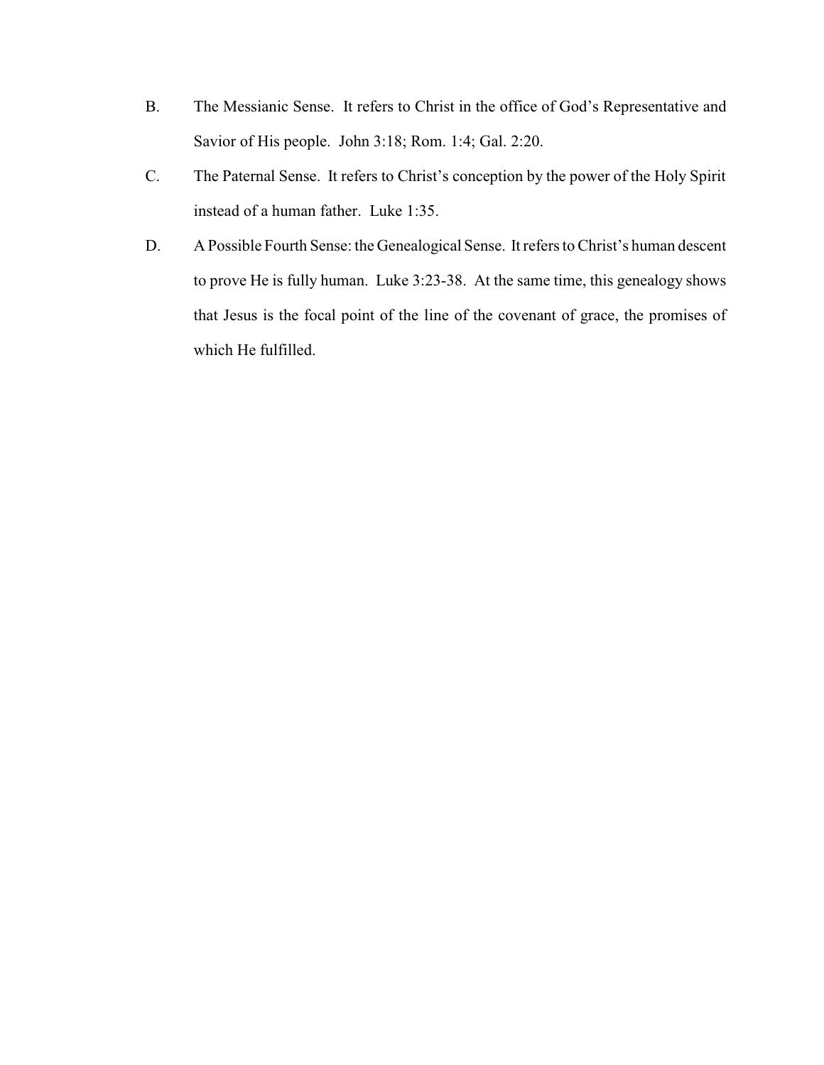B. The Messianic Sense. It refers to Christ in the office of God's Representative and Savior of His people. John 3:18; Rom. 1:4; Gal. 2:20.

C. The Paternal Sense. It refers to Christ's conception by the power of the Holy Spirit instead of a human father. Luke 1:35.

D. A Possible Fourth Sense: the Genealogical Sense. It refers to Christ's human descent to prove He is fully human. Luke 3:23-38. At the same time, this genealogy shows that Jesus is the focal point of the line of the covenant of grace, the promises of which He fulfilled.